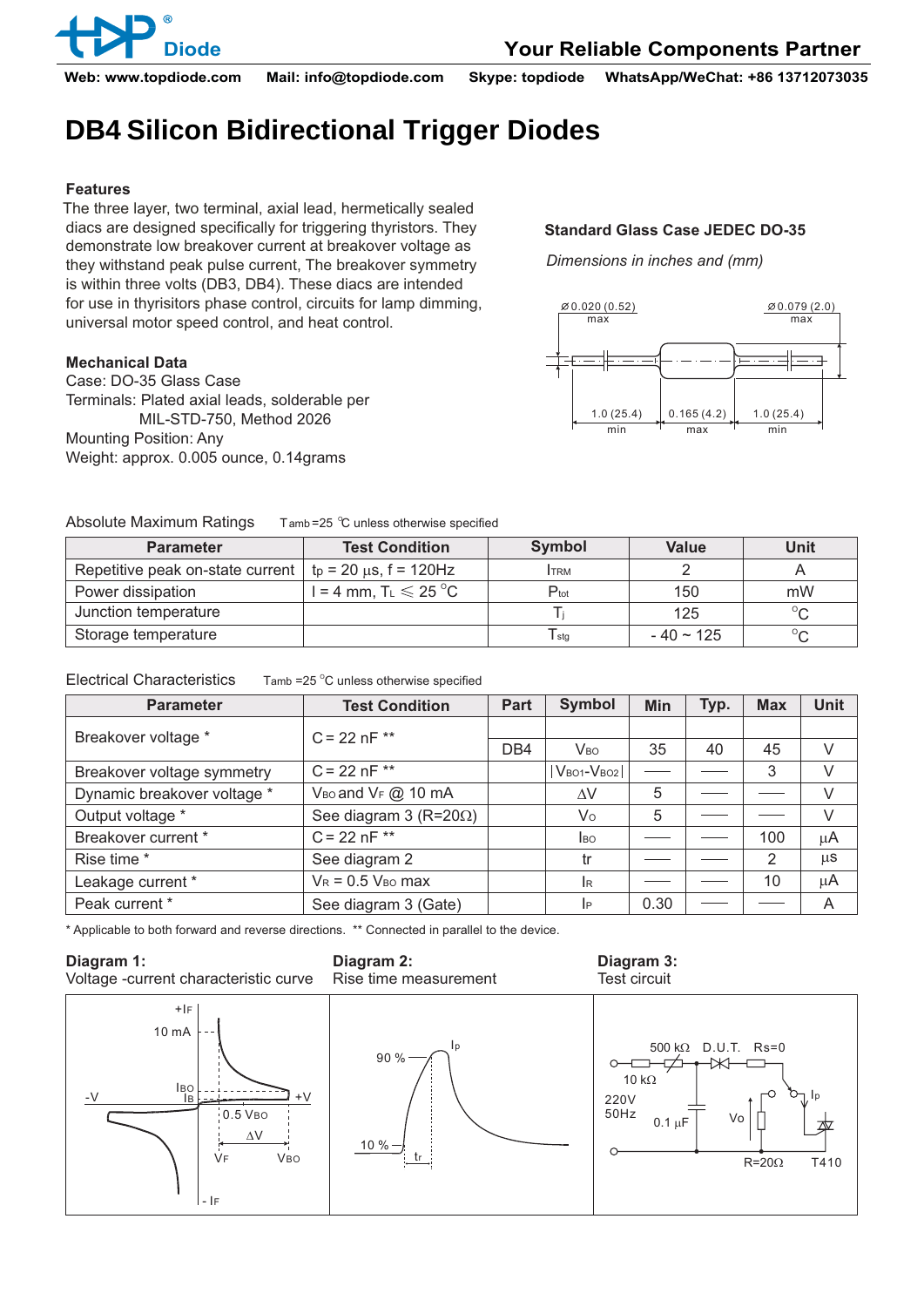# DB4 Silicon Bidirectional Trigger Diodes

**Features**

The three layer, two terminal, axial lead, hermetically sealed diacs are designed specifically for triggering thyristors. They demonstrate low breakover current at breakover voltage as they withstand peak pulse current, The breakover symmetry is within three volts (DB3, DB4). These diacs are intended for use in thyristors phase control, circuits for lamp dimming, universal motor speed control, and heat control.

**Mechanical Data**

Case: DO-35 Glass Case
Terminals: Plated axial leads, solderable per MIL-STD-750, Method 2026
Mounting Position: Any
Weight: approx. 0.005 ounce, 0.14grams

**Standard Glass Case JEDEC DO-35**

*Dimensions in inches and (mm)*

Ø0.020 (0.52) max; Ø0.079 (2.0) max; 1.0 (25.4) min; 0.165 (4.2) max; 1.0 (25.4) min

Absolute Maximum Ratings  $T_{amb}$=25 ℃ unless otherwise specified

| Parameter | Test Condition | Symbol | Value | Unit |
|---|---|---|---|---|
| Repetitive peak on-state current | $t_p$ = 20 µs, f = 120Hz | $I_{TRM}$ | 2 | A |
| Power dissipation | l = 4 mm, $T_L \leqslant 25$ °C | $P_{tot}$ | 150 | mW |
| Junction temperature | | $T_j$ | 125 | °C |
| Storage temperature | | $T_{stg}$ | - 40 ~ 125 | °C |

Electrical Characteristics  $T_{amb}$ =25 °C unless otherwise specified

| Parameter | Test Condition | Part | Symbol | Min | Typ. | Max | Unit |
|---|---|---|---|---|---|---|---|
| Breakover voltage * | C = 22 nF ** | DB4 | $V_{BO}$ | 35 | 40 | 45 | V |
| Breakover voltage symmetry | C = 22 nF ** | | $\|V_{BO1}-V_{BO2}\|$ | — | — | 3 | V |
| Dynamic breakover voltage * | $V_{BO}$ and $V_F$ @ 10 mA | | ΔV | 5 | — | — | V |
| Output voltage * | See diagram 3 (R=20Ω) | | $V_O$ | 5 | — | — | V |
| Breakover current * | C = 22 nF ** | | $I_{BO}$ | — | — | 100 | µA |
| Rise time * | See diagram 2 | | tr | — | — | 2 | µs |
| Leakage current * | $V_R$ = 0.5 $V_{BO}$ max | | $I_R$ | — | — | 10 | µA |
| Peak current * | See diagram 3 (Gate) | | $I_P$ | 0.30 | — | — | A |

\* Applicable to both forward and reverse directions. ** Connected in parallel to the device.

**Diagram 1:**
Voltage -current characteristic curve

**Diagram 2:**
Rise time measurement

**Diagram 3:**
Test circuit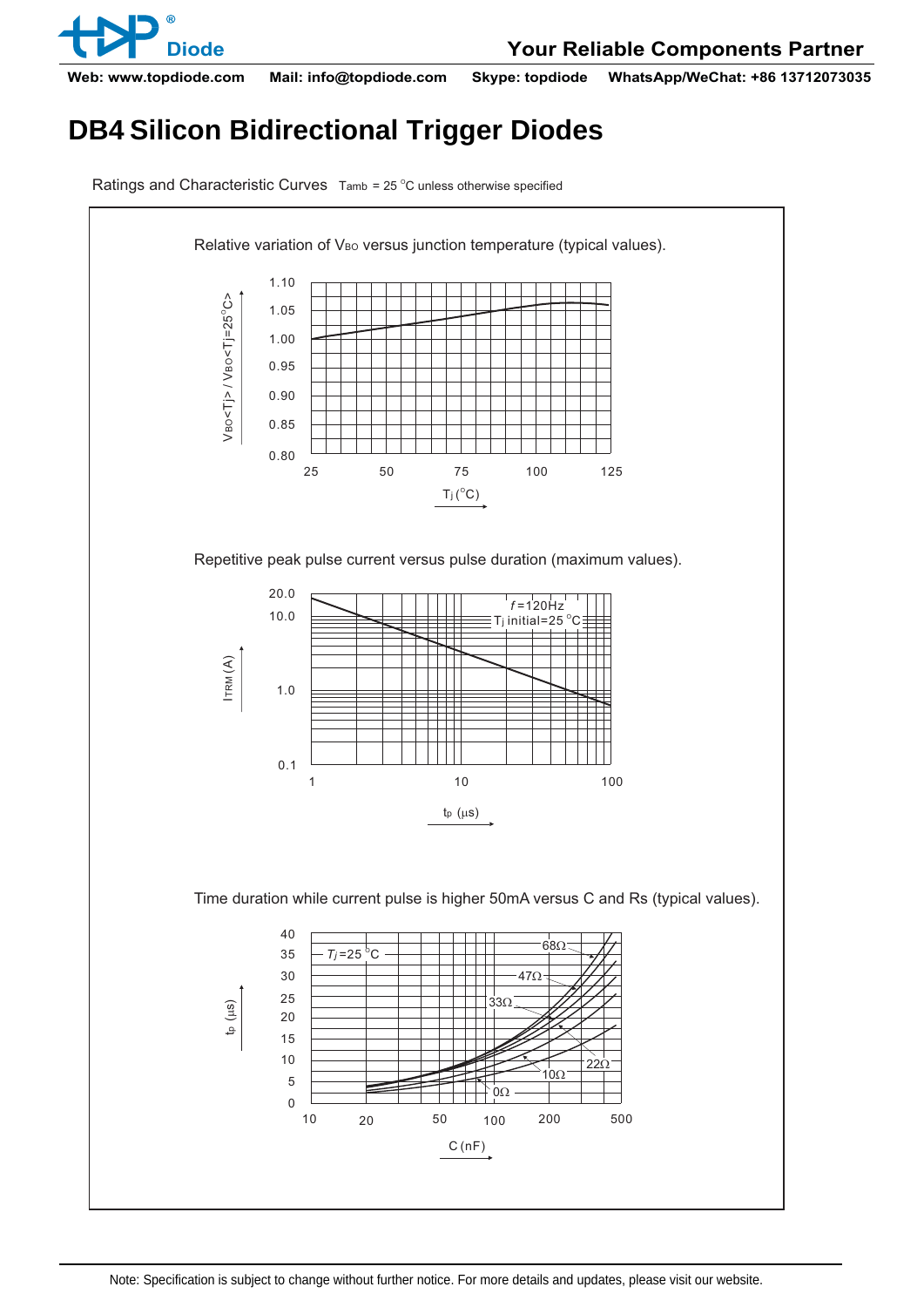# DB4 Silicon Bidirectional Trigger Diodes

Ratings and Characteristic Curves $T_{amb}$ = 25 °C unless otherwise specified

Relative variation of $V_{BO}$ versus junction temperature (typical values).

$V_{BO}<T_j> / V_{BO}<T_j=25°C>$

1.10
1.05
1.00
0.95
0.90
0.85
0.80

25 50 75 100 125

$T_j$ (°C)

Repetitive peak pulse current versus pulse duration (maximum values).

$I_{TRM}$ (A)

20.0
10.0
1.0
0.1

1 10 100

$t_p$ (μs)

$f$=120Hz
$T_j$ initial=25 °C

Time duration while current pulse is higher 50mA versus C and Rs (typical values).

$t_p$ (μs)

40
35
30
25
20
15
10
5
0

10 20 50 100 200 500

C (nF)

$T_j$=25 °C

68Ω
47Ω
33Ω
22Ω
10Ω
0Ω

Note: Specification is subject to change without further notice. For more details and updates, please visit our website.